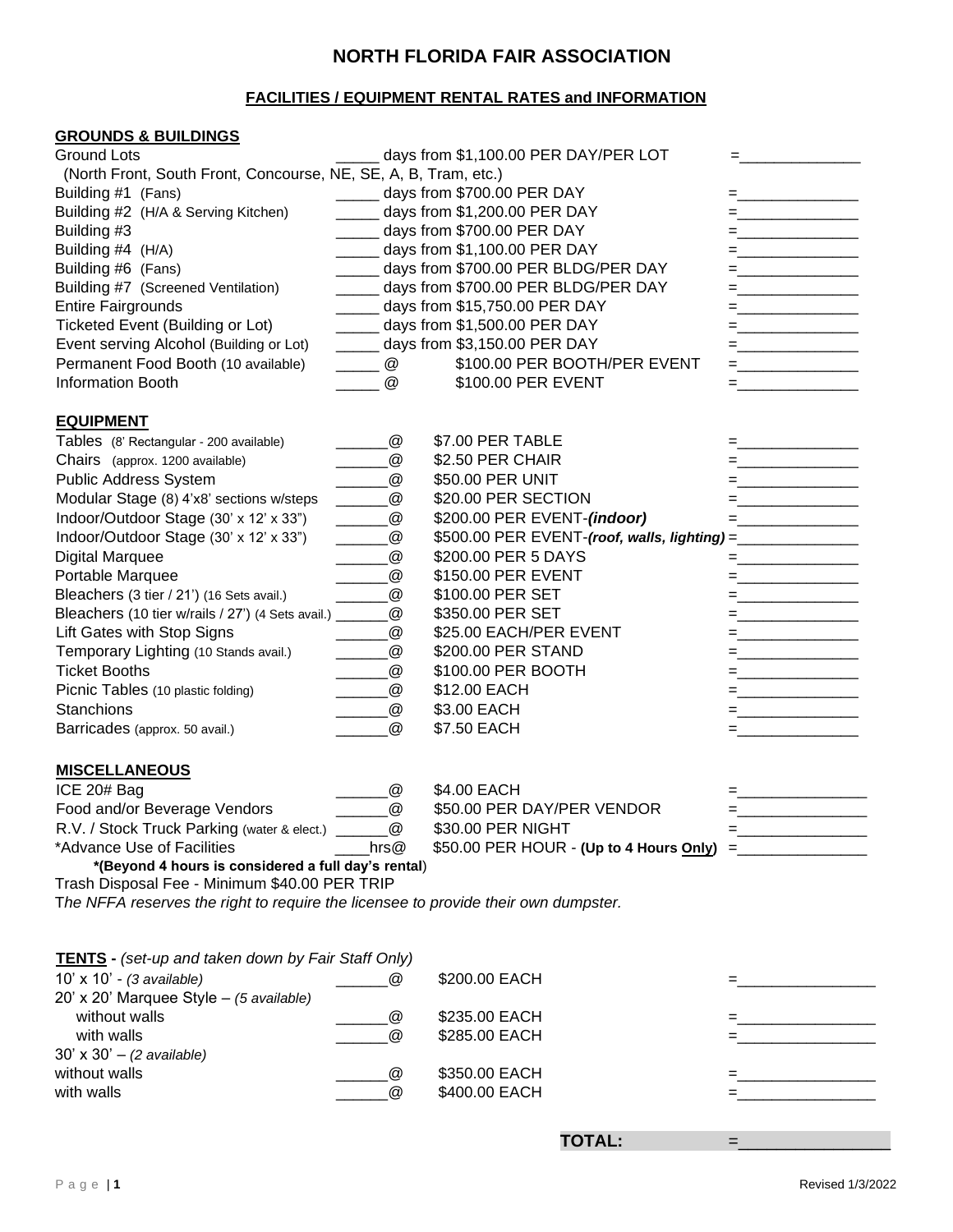# NORTH FLORIDA FAIR ASSOCIATION

## FACILITIES / EQUIPMENT RENTAL RATES and INFORMATION

### GROUNDS & BUILDINGS

| | | | |
|---|---|---|---|
| Ground Lots (North Front, South Front, Concourse, NE, SE, A, B, Tram, etc.) | _____ days from | $1,100.00 PER DAY/PER LOT | =______________ |
| Building #1 (Fans) | _____ days from | $700.00 PER DAY | =______________ |
| Building #2 (H/A & Serving Kitchen) | _____ days from | $1,200.00 PER DAY | =______________ |
| Building #3 | _____ days from | $700.00 PER DAY | =______________ |
| Building #4 (H/A) | _____ days from | $1,100.00 PER DAY | =______________ |
| Building #6 (Fans) | _____ days from | $700.00 PER BLDG/PER DAY | =______________ |
| Building #7 (Screened Ventilation) | _____ days from | $700.00 PER BLDG/PER DAY | =______________ |
| Entire Fairgrounds | _____ days from | $15,750.00 PER DAY | =______________ |
| Ticketed Event (Building or Lot) | _____ days from | $1,500.00 PER DAY | =______________ |
| Event serving Alcohol (Building or Lot) | _____ days from | $3,150.00 PER DAY | =______________ |
| Permanent Food Booth (10 available) | _____ @ | $100.00 PER BOOTH/PER EVENT | =______________ |
| Information Booth | _____ @ | $100.00 PER EVENT | =______________ |

### EQUIPMENT

| | | | |
|---|---|---|---|
| Tables (8' Rectangular - 200 available) | ______@ | $7.00 PER TABLE | =______________ |
| Chairs (approx. 1200 available) | ______@ | $2.50 PER CHAIR | =______________ |
| Public Address System | ______@ | $50.00 PER UNIT | =______________ |
| Modular Stage (8) 4'x8' sections w/steps | ______@ | $20.00 PER SECTION | =______________ |
| Indoor/Outdoor Stage (30' x 12' x 33") | ______@ | $200.00 PER EVENT-***(indoor)*** | =______________ |
| Indoor/Outdoor Stage (30' x 12' x 33") | ______@ | $500.00 PER EVENT-***(roof, walls, lighting)*** | =______________ |
| Digital Marquee | ______@ | $200.00 PER 5 DAYS | =______________ |
| Portable Marquee | ______@ | $150.00 PER EVENT | =______________ |
| Bleachers (3 tier / 21') (16 Sets avail.) | ______@ | $100.00 PER SET | =______________ |
| Bleachers (10 tier w/rails / 27') (4 Sets avail.) | ______@ | $350.00 PER SET | =______________ |
| Lift Gates with Stop Signs | ______@ | $25.00 EACH/PER EVENT | =______________ |
| Temporary Lighting (10 Stands avail.) | ______@ | $200.00 PER STAND | =______________ |
| Ticket Booths | ______@ | $100.00 PER BOOTH | =______________ |
| Picnic Tables (10 plastic folding) | ______@ | $12.00 EACH | =______________ |
| Stanchions | ______@ | $3.00 EACH | =______________ |
| Barricades (approx. 50 avail.) | ______@ | $7.50 EACH | =______________ |

### MISCELLANEOUS

| | | | |
|---|---|---|---|
| ICE 20# Bag | ______@ | $4.00 EACH | =_______________ |
| Food and/or Beverage Vendors | ______@ | $50.00 PER DAY/PER VENDOR | =_______________ |
| R.V. / Stock Truck Parking (water & elect.) | ______@ | $30.00 PER NIGHT | =_______________ |
| *Advance Use of Facilities | ____hrs@ | $50.00 PER HOUR - **(Up to 4 Hours Only)** | =_______________ |

**\*(Beyond 4 hours is considered a full day's rental)**

Trash Disposal Fee - Minimum $40.00 PER TRIP

T*he NFFA reserves the right to require the licensee to provide their own dumpster.*

### TENTS - *(set-up and taken down by Fair Staff Only)*

| | | | |
|---|---|---|---|
| 10' x 10' - *(3 available)* | ______@ | $200.00 EACH | =_______________ |
| 20' x 20' Marquee Style – *(5 available)* | | | |
| without walls | ______@ | $235.00 EACH | =_______________ |
| with walls | ______@ | $285.00 EACH | =_______________ |
| 30' x 30' – *(2 available)* | | | |
| without walls | ______@ | $350.00 EACH | =_______________ |
| with walls | ______@ | $400.00 EACH | =_______________ |

**TOTAL:** =________________

Revised 1/3/2022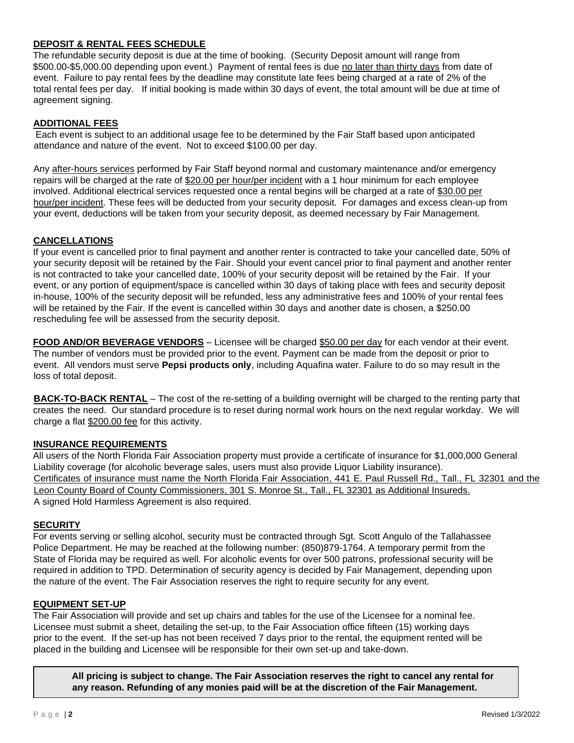## DEPOSIT & RENTAL FEES SCHEDULE

The refundable security deposit is due at the time of booking. (Security Deposit amount will range from $500.00-$5,000.00 depending upon event.) Payment of rental fees is due no later than thirty days from date of event. Failure to pay rental fees by the deadline may constitute late fees being charged at a rate of 2% of the total rental fees per day. If initial booking is made within 30 days of event, the total amount will be due at time of agreement signing.

## ADDITIONAL FEES

Each event is subject to an additional usage fee to be determined by the Fair Staff based upon anticipated attendance and nature of the event. Not to exceed $100.00 per day.

Any after-hours services performed by Fair Staff beyond normal and customary maintenance and/or emergency repairs will be charged at the rate of $20.00 per hour/per incident with a 1 hour minimum for each employee involved. Additional electrical services requested once a rental begins will be charged at a rate of $30.00 per hour/per incident. These fees will be deducted from your security deposit. For damages and excess clean-up from your event, deductions will be taken from your security deposit, as deemed necessary by Fair Management.

## CANCELLATIONS

If your event is cancelled prior to final payment and another renter is contracted to take your cancelled date, 50% of your security deposit will be retained by the Fair. Should your event cancel prior to final payment and another renter is not contracted to take your cancelled date, 100% of your security deposit will be retained by the Fair. If your event, or any portion of equipment/space is cancelled within 30 days of taking place with fees and security deposit in-house, 100% of the security deposit will be refunded, less any administrative fees and 100% of your rental fees will be retained by the Fair. If the event is cancelled within 30 days and another date is chosen, a $250.00 rescheduling fee will be assessed from the security deposit.

**FOOD AND/OR BEVERAGE VENDORS** – Licensee will be charged $50.00 per day for each vendor at their event. The number of vendors must be provided prior to the event. Payment can be made from the deposit or prior to event. All vendors must serve **Pepsi products only**, including Aquafina water. Failure to do so may result in the loss of total deposit.

**BACK-TO-BACK RENTAL** – The cost of the re-setting of a building overnight will be charged to the renting party that creates the need. Our standard procedure is to reset during normal work hours on the next regular workday. We will charge a flat $200.00 fee for this activity.

## INSURANCE REQUIREMENTS

All users of the North Florida Fair Association property must provide a certificate of insurance for $1,000,000 General Liability coverage (for alcoholic beverage sales, users must also provide Liquor Liability insurance). Certificates of insurance must name the North Florida Fair Association, 441 E. Paul Russell Rd., Tall., FL 32301 and the Leon County Board of County Commissioners, 301 S. Monroe St., Tall., FL 32301 as Additional Insureds. A signed Hold Harmless Agreement is also required.

## SECURITY

For events serving or selling alcohol, security must be contracted through Sgt. Scott Angulo of the Tallahassee Police Department. He may be reached at the following number: (850)879-1764. A temporary permit from the State of Florida may be required as well. For alcoholic events for over 500 patrons, professional security will be required in addition to TPD. Determination of security agency is decided by Fair Management, depending upon the nature of the event. The Fair Association reserves the right to require security for any event.

## EQUIPMENT SET-UP

The Fair Association will provide and set up chairs and tables for the use of the Licensee for a nominal fee. Licensee must submit a sheet, detailing the set-up, to the Fair Association office fifteen (15) working days prior to the event. If the set-up has not been received 7 days prior to the rental, the equipment rented will be placed in the building and Licensee will be responsible for their own set-up and take-down.

**All pricing is subject to change. The Fair Association reserves the right to cancel any rental for any reason. Refunding of any monies paid will be at the discretion of the Fair Management.**

Revised 1/3/2022